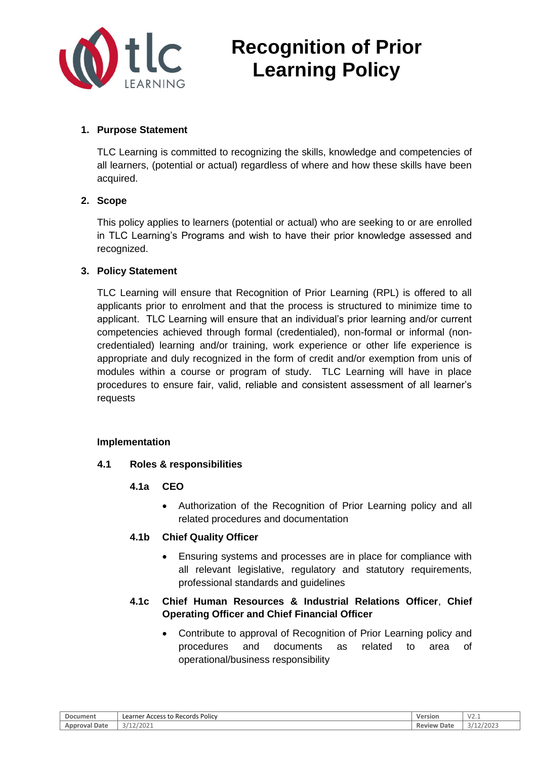# Recognition of Prior Learning Policy

## 1. Purpose Statement

TLC Learning is committed to recognizing the skills, knowledge and competencies of all learners, (potential or actual) regardless of where and how these skills have been acquired.

## 2. Scope

This policy applies to learners (potential or actual) who are seeking to or are enrolled in TLC Learning's Programs and wish to have their prior knowledge assessed and recognized.

## 3. Policy Statement

TLC Learning will ensure that Recognition of Prior Learning (RPL) is offered to all applicants prior to enrolment and that the process is structured to minimize time to applicant. TLC Learning will ensure that an individual's prior learning and/or current competencies achieved through formal (credentialed), non-formal or informal (non-credentialed) learning and/or training, work experience or other life experience is appropriate and duly recognized in the form of credit and/or exemption from unis of modules within a course or program of study. TLC Learning will have in place procedures to ensure fair, valid, reliable and consistent assessment of all learner's requests

### Implementation

### 4.1 Roles & responsibilities

#### 4.1a CEO

- Authorization of the Recognition of Prior Learning policy and all related procedures and documentation

#### 4.1b Chief Quality Officer

- Ensuring systems and processes are in place for compliance with all relevant legislative, regulatory and statutory requirements, professional standards and guidelines

#### 4.1c Chief Human Resources & Industrial Relations Officer, Chief Operating Officer and Chief Financial Officer

- Contribute to approval of Recognition of Prior Learning policy and procedures and documents as related to area of operational/business responsibility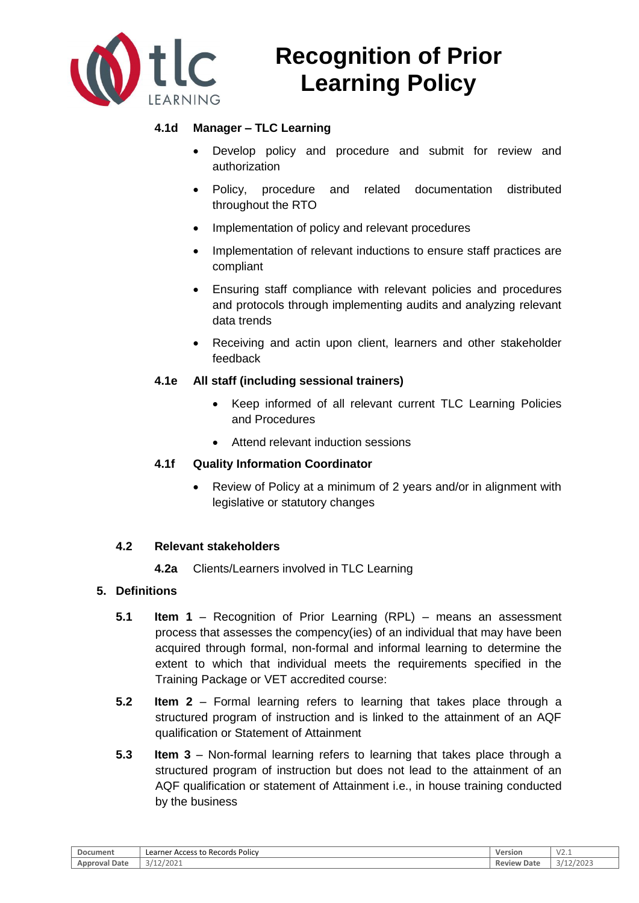#### 4.1d Manager – TLC Learning

- Develop policy and procedure and submit for review and authorization
- Policy, procedure and related documentation distributed throughout the RTO
- Implementation of policy and relevant procedures
- Implementation of relevant inductions to ensure staff practices are compliant
- Ensuring staff compliance with relevant policies and procedures and protocols through implementing audits and analyzing relevant data trends
- Receiving and actin upon client, learners and other stakeholder feedback

#### 4.1e All staff (including sessional trainers)

- Keep informed of all relevant current TLC Learning Policies and Procedures
- Attend relevant induction sessions

#### 4.1f Quality Information Coordinator

- Review of Policy at a minimum of 2 years and/or in alignment with legislative or statutory changes

### 4.2 Relevant stakeholders

**4.2a** Clients/Learners involved in TLC Learning

## 5. Definitions

**5.1** **Item 1** – Recognition of Prior Learning (RPL) – means an assessment process that assesses the compency(ies) of an individual that may have been acquired through formal, non-formal and informal learning to determine the extent to which that individual meets the requirements specified in the Training Package or VET accredited course:

**5.2** **Item 2** – Formal learning refers to learning that takes place through a structured program of instruction and is linked to the attainment of an AQF qualification or Statement of Attainment

**5.3** **Item 3** – Non-formal learning refers to learning that takes place through a structured program of instruction but does not lead to the attainment of an AQF qualification or statement of Attainment i.e., in house training conducted by the business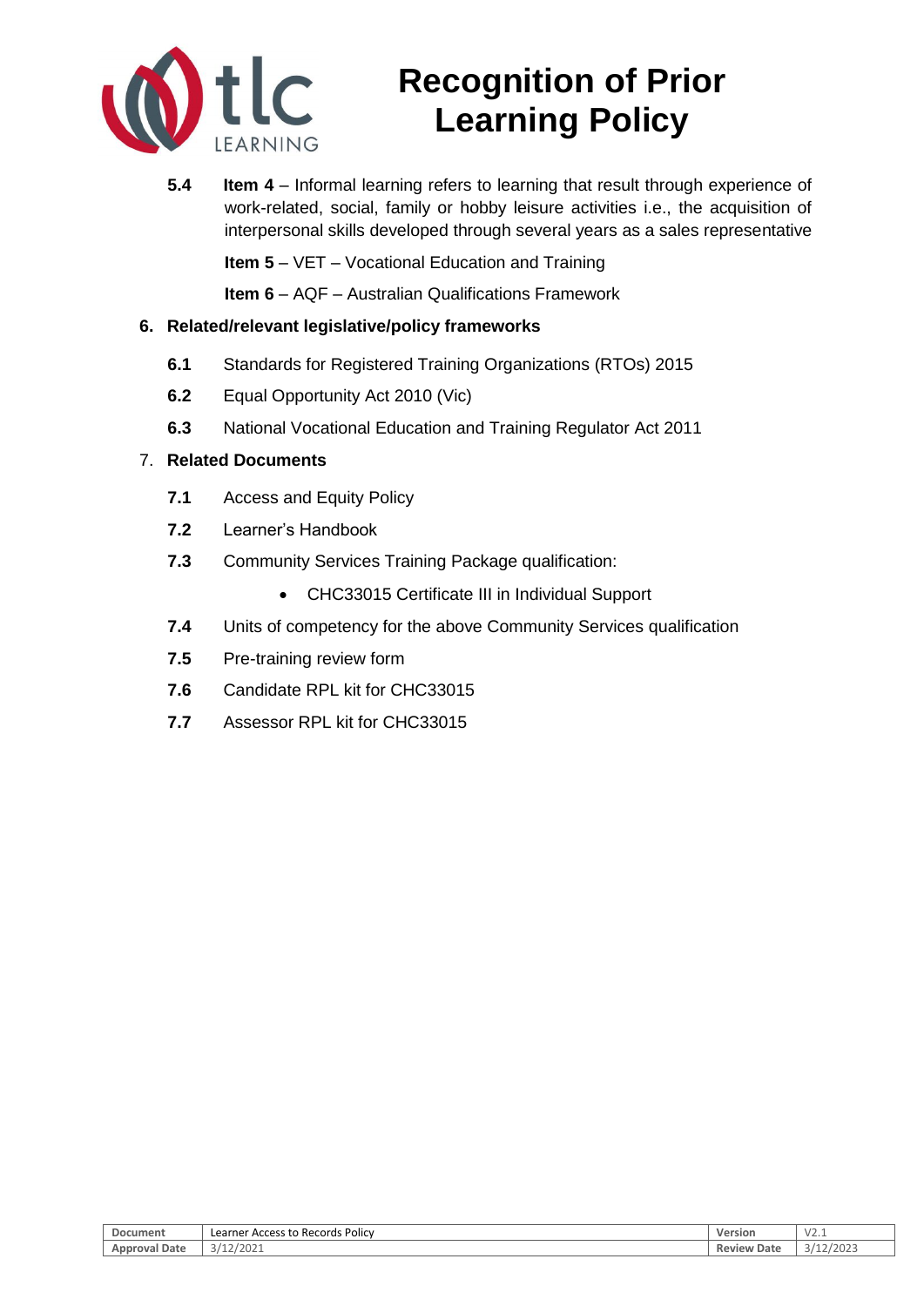**5.4** **Item 4** – Informal learning refers to learning that result through experience of work-related, social, family or hobby leisure activities i.e., the acquisition of interpersonal skills developed through several years as a sales representative

**Item 5** – VET – Vocational Education and Training

**Item 6** – AQF – Australian Qualifications Framework

## 6. Related/relevant legislative/policy frameworks

**6.1** Standards for Registered Training Organizations (RTOs) 2015

**6.2** Equal Opportunity Act 2010 (Vic)

**6.3** National Vocational Education and Training Regulator Act 2011

## 7. Related Documents

**7.1** Access and Equity Policy

**7.2** Learner's Handbook

**7.3** Community Services Training Package qualification:

- CHC33015 Certificate III in Individual Support

**7.4** Units of competency for the above Community Services qualification

**7.5** Pre-training review form

**7.6** Candidate RPL kit for CHC33015

**7.7** Assessor RPL kit for CHC33015